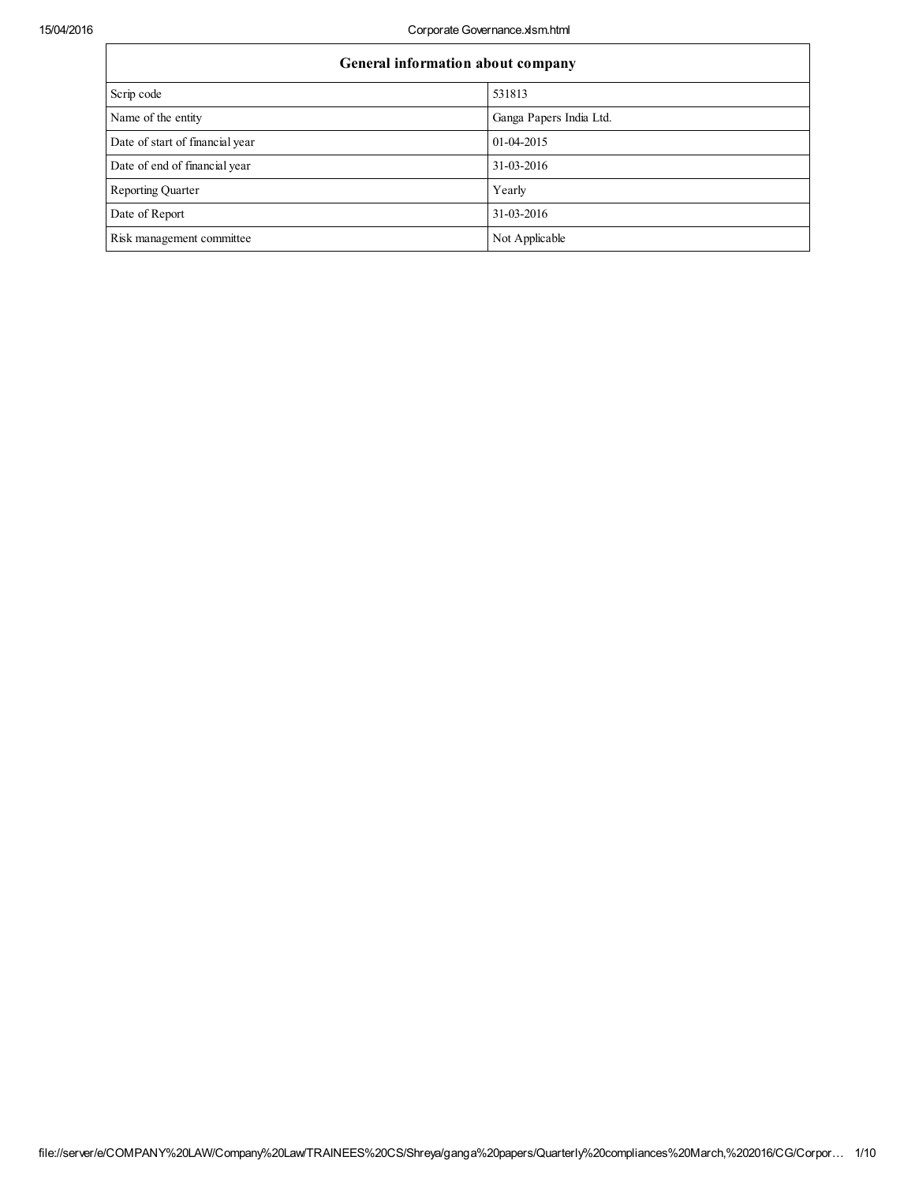| General information about company | |
|---|---|
| Scrip code | 531813 |
| Name of the entity | Ganga Papers India Ltd. |
| Date of start of financial year | 01-04-2015 |
| Date of end of financial year | 31-03-2016 |
| Reporting Quarter | Yearly |
| Date of Report | 31-03-2016 |
| Risk management committee | Not Applicable |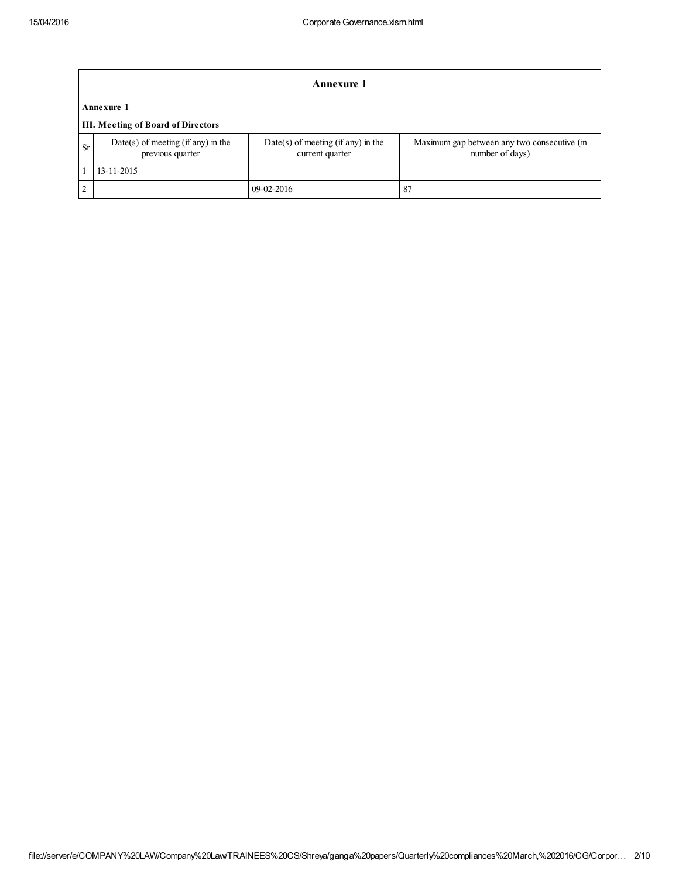## Annexure 1

**Annexure 1**

**III. Meeting of Board of Directors**

| Sr | Date(s) of meeting (if any) in the previous quarter | Date(s) of meeting (if any) in the current quarter | Maximum gap between any two consecutive (in number of days) |
|---|---|---|---|
| 1 | 13-11-2015 | | |
| 2 | | 09-02-2016 | 87 |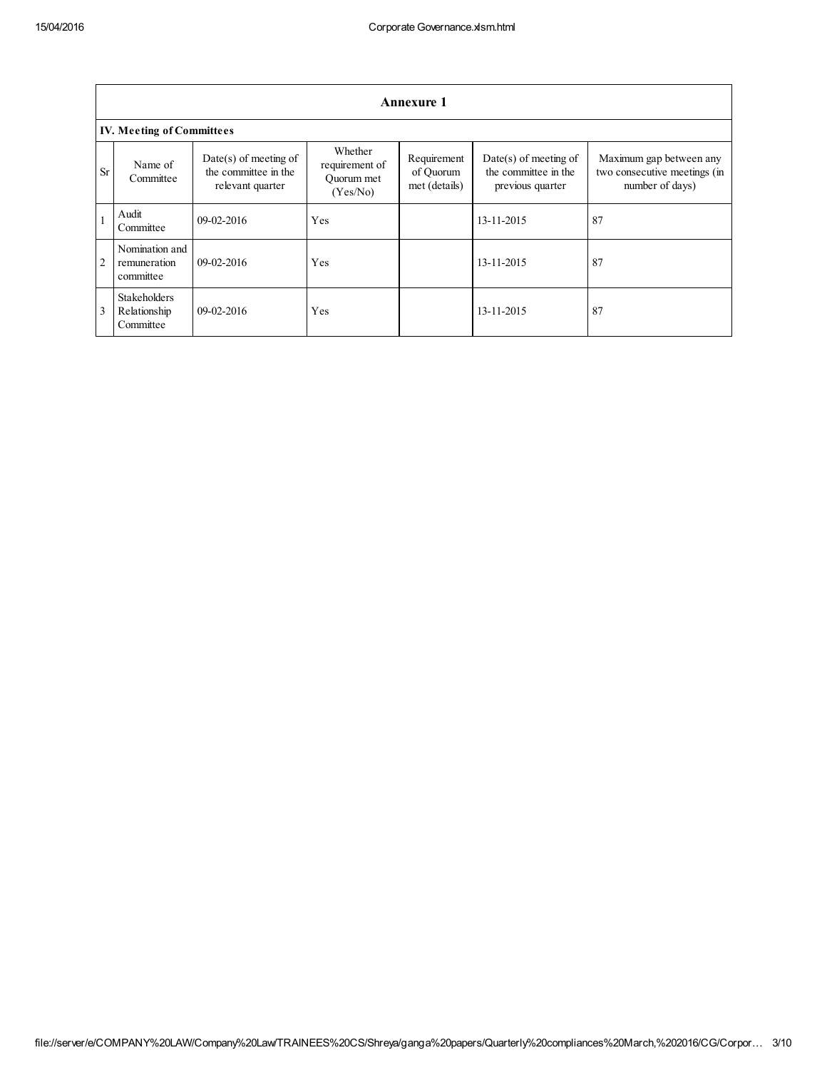## Annexure 1

### IV. Meeting of Committees

| Sr | Name of Committee | Date(s) of meeting of the committee in the relevant quarter | Whether requirement of Quorum met (Yes/No) | Requirement of Quorum met (details) | Date(s) of meeting of the committee in the previous quarter | Maximum gap between any two consecutive meetings (in number of days) |
|---|---|---|---|---|---|---|
| 1 | Audit Committee | 09-02-2016 | Yes | | 13-11-2015 | 87 |
| 2 | Nomination and remuneration committee | 09-02-2016 | Yes | | 13-11-2015 | 87 |
| 3 | Stakeholders Relationship Committee | 09-02-2016 | Yes | | 13-11-2015 | 87 |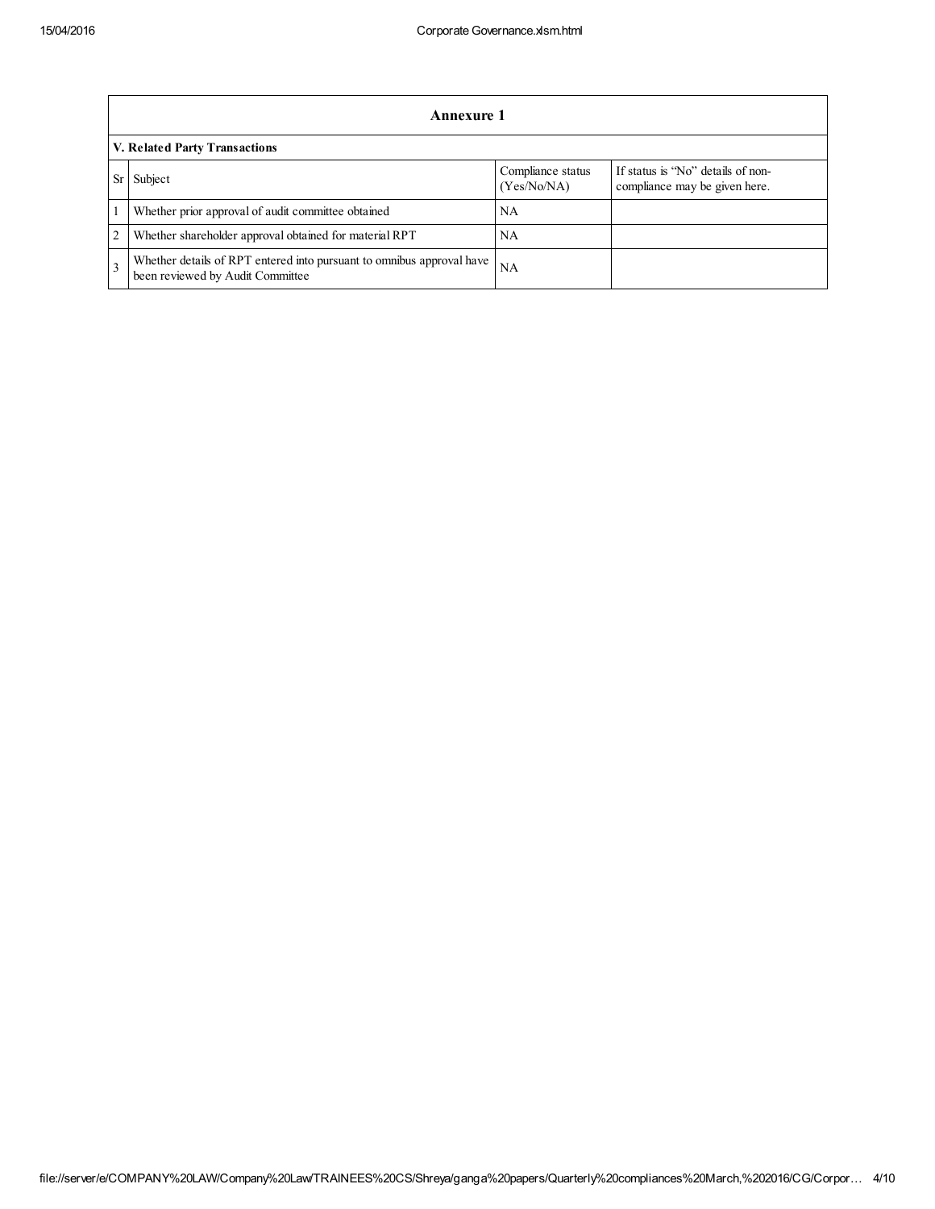## Annexure 1

**V. Related Party Transactions**

| Sr | Subject | Compliance status (Yes/No/NA) | If status is "No" details of non-compliance may be given here. |
|---|---|---|---|
| 1 | Whether prior approval of audit committee obtained | NA | |
| 2 | Whether shareholder approval obtained for material RPT | NA | |
| 3 | Whether details of RPT entered into pursuant to omnibus approval have been reviewed by Audit Committee | NA | |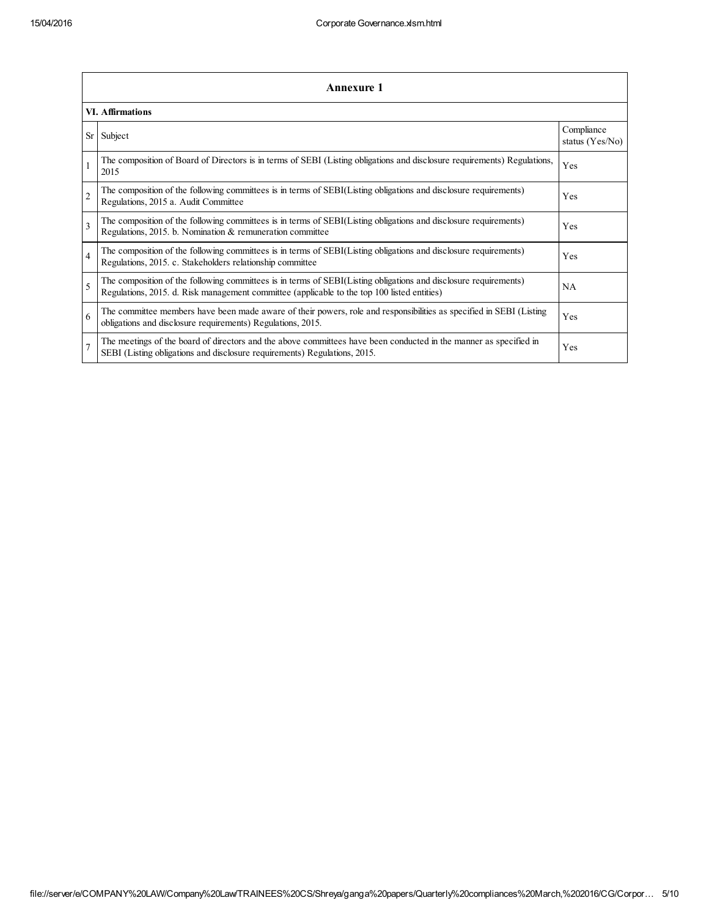## Annexure 1

### VI. Affirmations

| Sr | Subject | Compliance status (Yes/No) |
|---|---|---|
| 1 | The composition of Board of Directors is in terms of SEBI (Listing obligations and disclosure requirements) Regulations, 2015 | Yes |
| 2 | The composition of the following committees is in terms of SEBI(Listing obligations and disclosure requirements) Regulations, 2015 a. Audit Committee | Yes |
| 3 | The composition of the following committees is in terms of SEBI(Listing obligations and disclosure requirements) Regulations, 2015. b. Nomination & remuneration committee | Yes |
| 4 | The composition of the following committees is in terms of SEBI(Listing obligations and disclosure requirements) Regulations, 2015. c. Stakeholders relationship committee | Yes |
| 5 | The composition of the following committees is in terms of SEBI(Listing obligations and disclosure requirements) Regulations, 2015. d. Risk management committee (applicable to the top 100 listed entities) | NA |
| 6 | The committee members have been made aware of their powers, role and responsibilities as specified in SEBI (Listing obligations and disclosure requirements) Regulations, 2015. | Yes |
| 7 | The meetings of the board of directors and the above committees have been conducted in the manner as specified in SEBI (Listing obligations and disclosure requirements) Regulations, 2015. | Yes |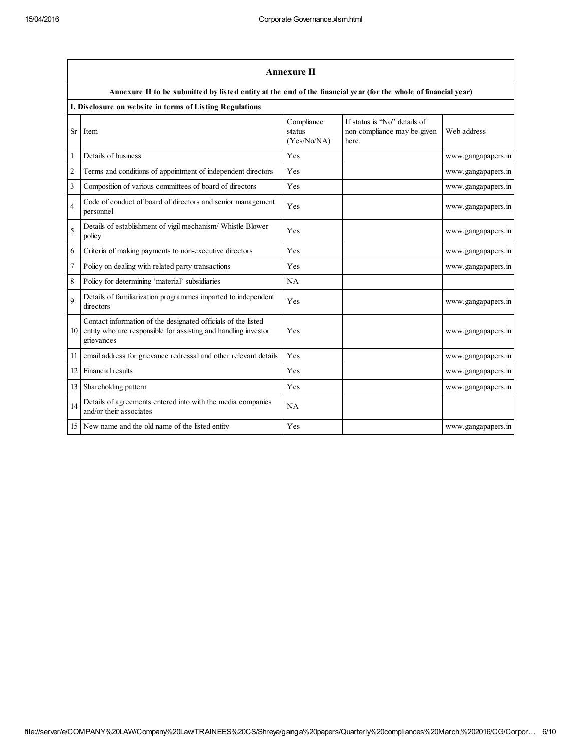## Annexure II

**Annexure II to be submitted by listed entity at the end of the financial year (for the whole of financial year)**

**I. Disclosure on website in terms of Listing Regulations**

| Sr | Item | Compliance status (Yes/No/NA) | If status is "No" details of non-compliance may be given here. | Web address |
|---|---|---|---|---|
| 1 | Details of business | Yes | | www.gangapapers.in |
| 2 | Terms and conditions of appointment of independent directors | Yes | | www.gangapapers.in |
| 3 | Composition of various committees of board of directors | Yes | | www.gangapapers.in |
| 4 | Code of conduct of board of directors and senior management personnel | Yes | | www.gangapapers.in |
| 5 | Details of establishment of vigil mechanism/ Whistle Blower policy | Yes | | www.gangapapers.in |
| 6 | Criteria of making payments to non-executive directors | Yes | | www.gangapapers.in |
| 7 | Policy on dealing with related party transactions | Yes | | www.gangapapers.in |
| 8 | Policy for determining 'material' subsidiaries | NA | | |
| 9 | Details of familiarization programmes imparted to independent directors | Yes | | www.gangapapers.in |
| 10 | Contact information of the designated officials of the listed entity who are responsible for assisting and handling investor grievances | Yes | | www.gangapapers.in |
| 11 | email address for grievance redressal and other relevant details | Yes | | www.gangapapers.in |
| 12 | Financial results | Yes | | www.gangapapers.in |
| 13 | Shareholding pattern | Yes | | www.gangapapers.in |
| 14 | Details of agreements entered into with the media companies and/or their associates | NA | | |
| 15 | New name and the old name of the listed entity | Yes | | www.gangapapers.in |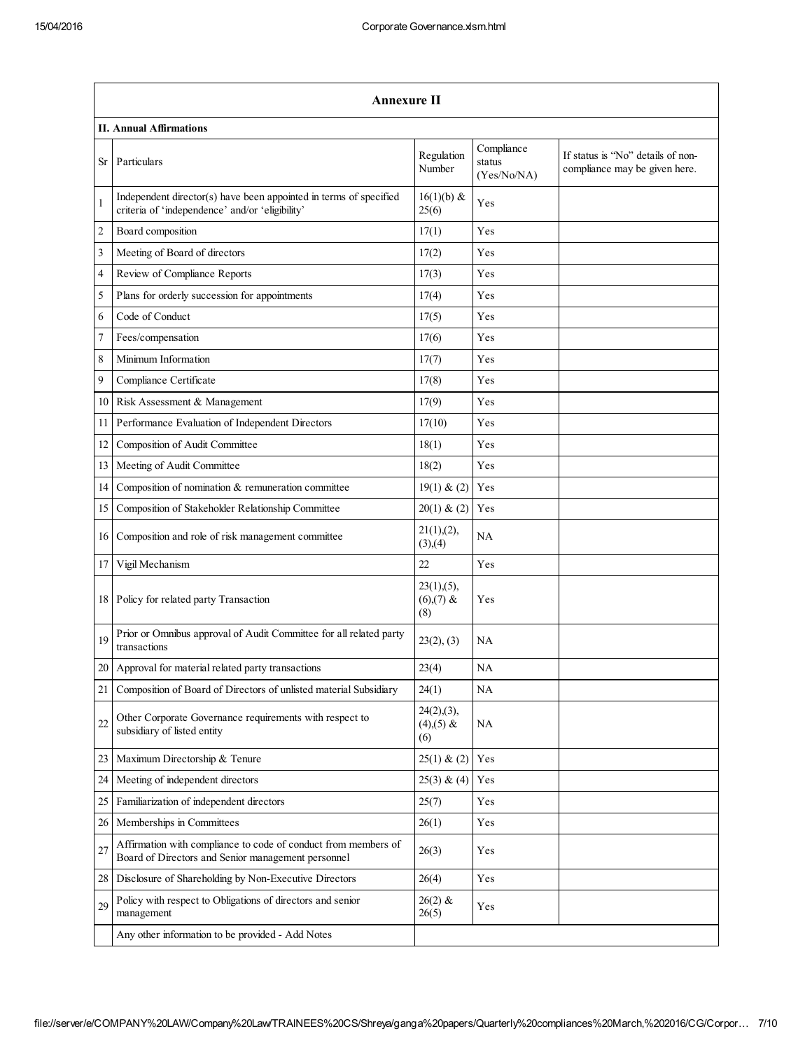## Annexure II

### II. Annual Affirmations

| Sr | Particulars | Regulation Number | Compliance status (Yes/No/NA) | If status is "No" details of non-compliance may be given here. |
|---|---|---|---|---|
| 1 | Independent director(s) have been appointed in terms of specified criteria of 'independence' and/or 'eligibility' | 16(1)(b) & 25(6) | Yes | |
| 2 | Board composition | 17(1) | Yes | |
| 3 | Meeting of Board of directors | 17(2) | Yes | |
| 4 | Review of Compliance Reports | 17(3) | Yes | |
| 5 | Plans for orderly succession for appointments | 17(4) | Yes | |
| 6 | Code of Conduct | 17(5) | Yes | |
| 7 | Fees/compensation | 17(6) | Yes | |
| 8 | Minimum Information | 17(7) | Yes | |
| 9 | Compliance Certificate | 17(8) | Yes | |
| 10 | Risk Assessment & Management | 17(9) | Yes | |
| 11 | Performance Evaluation of Independent Directors | 17(10) | Yes | |
| 12 | Composition of Audit Committee | 18(1) | Yes | |
| 13 | Meeting of Audit Committee | 18(2) | Yes | |
| 14 | Composition of nomination & remuneration committee | 19(1) & (2) | Yes | |
| 15 | Composition of Stakeholder Relationship Committee | 20(1) & (2) | Yes | |
| 16 | Composition and role of risk management committee | 21(1),(2),(3),(4) | NA | |
| 17 | Vigil Mechanism | 22 | Yes | |
| 18 | Policy for related party Transaction | 23(1),(5),(6),(7) & (8) | Yes | |
| 19 | Prior or Omnibus approval of Audit Committee for all related party transactions | 23(2), (3) | NA | |
| 20 | Approval for material related party transactions | 23(4) | NA | |
| 21 | Composition of Board of Directors of unlisted material Subsidiary | 24(1) | NA | |
| 22 | Other Corporate Governance requirements with respect to subsidiary of listed entity | 24(2),(3),(4),(5) & (6) | NA | |
| 23 | Maximum Directorship & Tenure | 25(1) & (2) | Yes | |
| 24 | Meeting of independent directors | 25(3) & (4) | Yes | |
| 25 | Familiarization of independent directors | 25(7) | Yes | |
| 26 | Memberships in Committees | 26(1) | Yes | |
| 27 | Affirmation with compliance to code of conduct from members of Board of Directors and Senior management personnel | 26(3) | Yes | |
| 28 | Disclosure of Shareholding by Non-Executive Directors | 26(4) | Yes | |
| 29 | Policy with respect to Obligations of directors and senior management | 26(2) & 26(5) | Yes | |
| | Any other information to be provided - Add Notes | | | |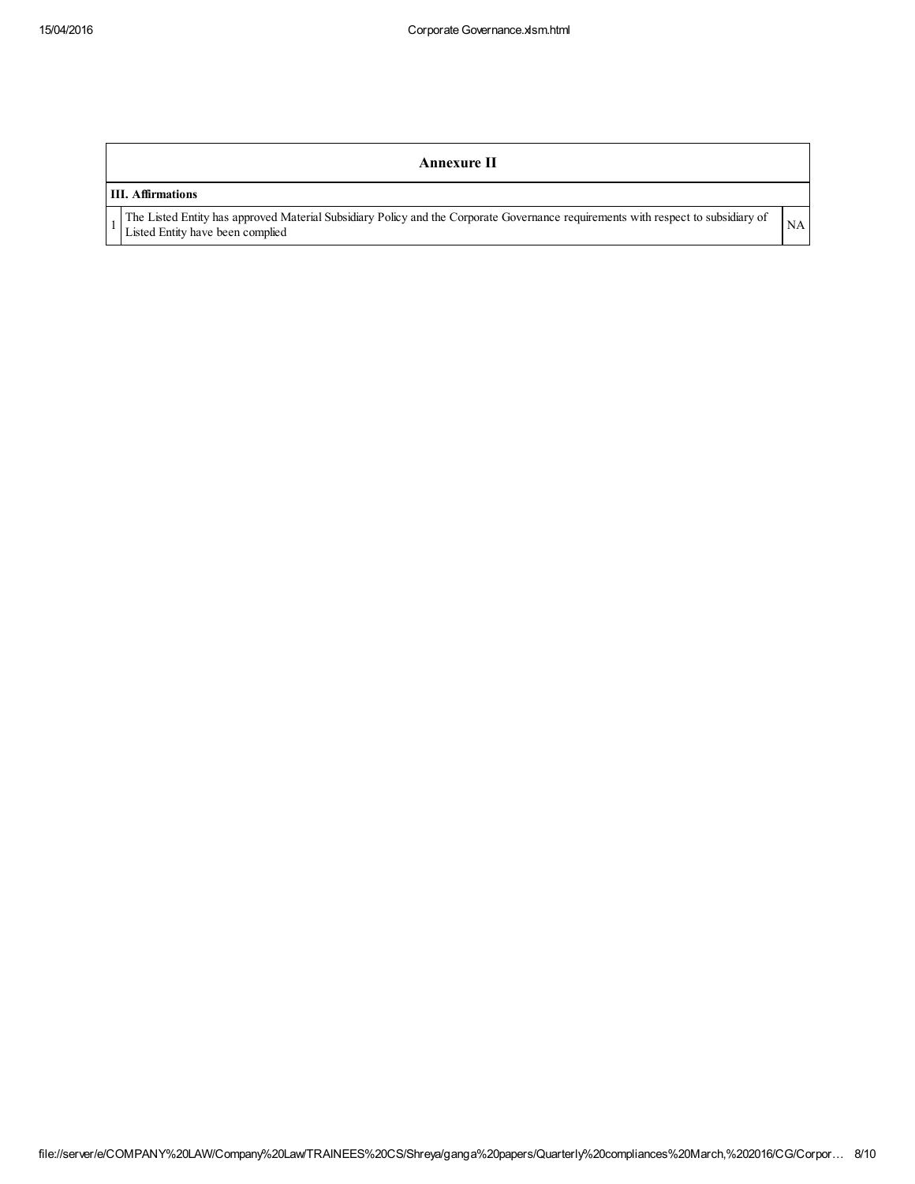| Annexure II | | |
|---|---|---|
| **III. Affirmations** | | |
| 1 | The Listed Entity has approved Material Subsidiary Policy and the Corporate Governance requirements with respect to subsidiary of Listed Entity have been complied | NA |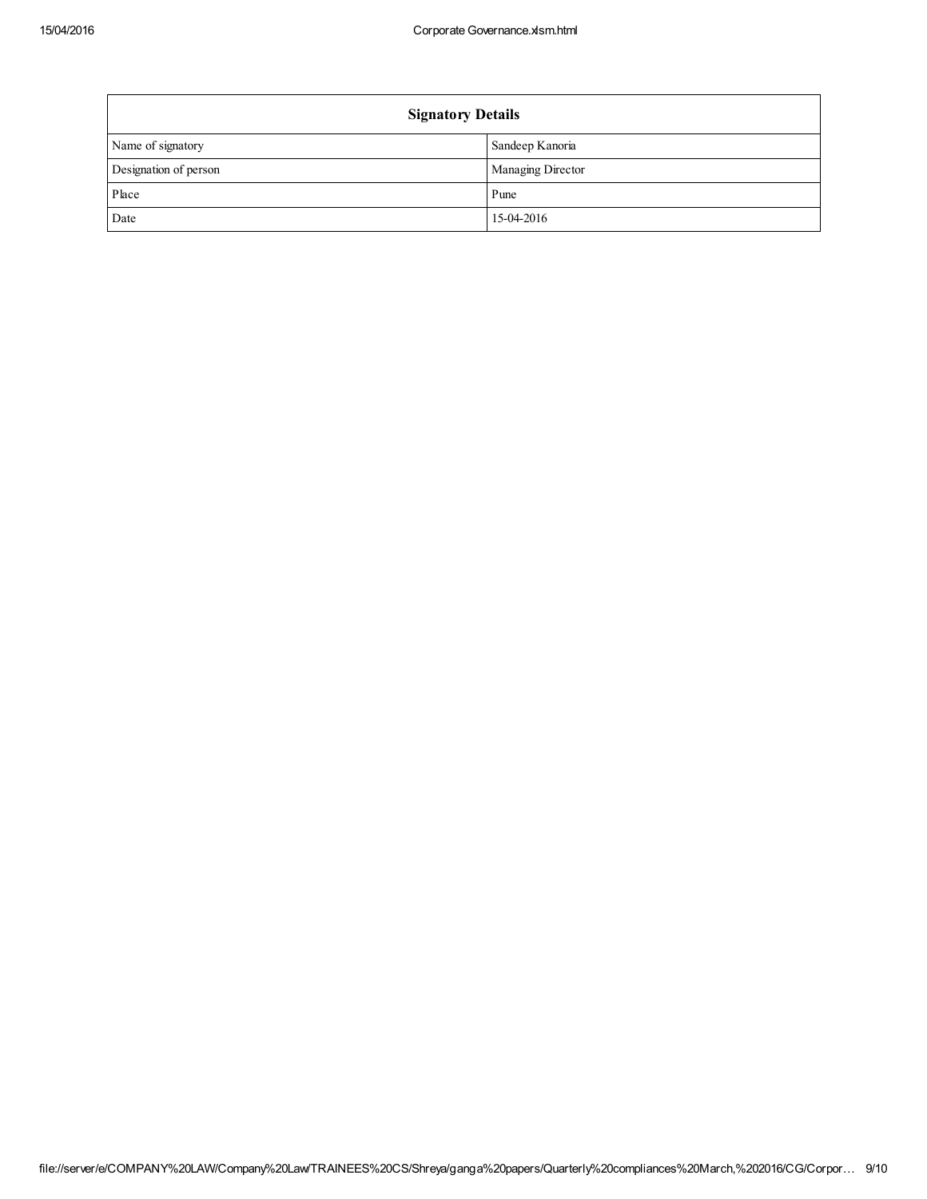| Signatory Details | |
| --- | --- |
| Name of signatory | Sandeep Kanoria |
| Designation of person | Managing Director |
| Place | Pune |
| Date | 15-04-2016 |